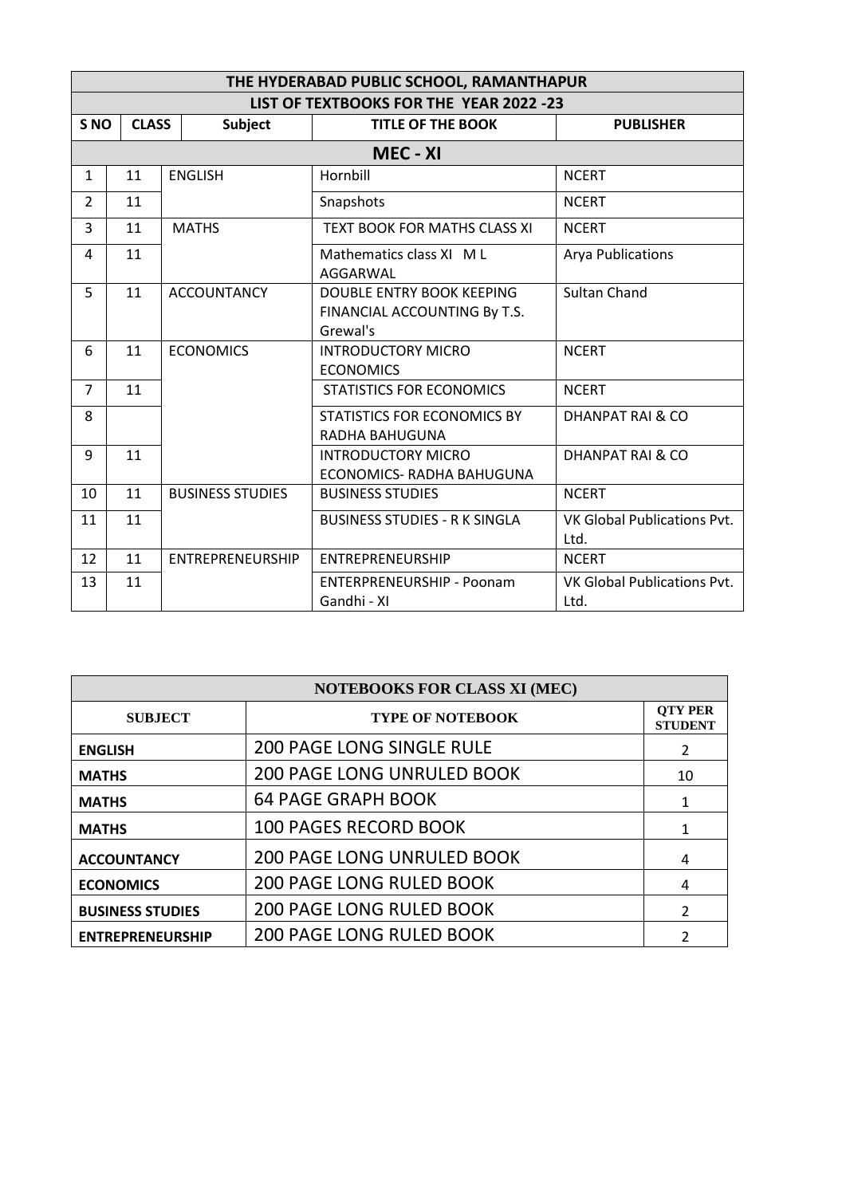| THE HYDERABAD PUBLIC SCHOOL, RAMANTHAPUR | | | | |
|---|---|---|---|---|
| LIST OF TEXTBOOKS FOR THE YEAR 2022 -23 | | | | |
| **S NO** | **CLASS** | **Subject** | **TITLE OF THE BOOK** | **PUBLISHER** |
| **MEC - XI** | | | | |
| 1 | 11 | ENGLISH | Hornbill | NCERT |
| 2 | 11 | | Snapshots | NCERT |
| 3 | 11 | MATHS | TEXT BOOK FOR MATHS CLASS XI | NCERT |
| 4 | 11 | | Mathematics class XI M L AGGARWAL | Arya Publications |
| 5 | 11 | ACCOUNTANCY | DOUBLE ENTRY BOOK KEEPING FINANCIAL ACCOUNTING By T.S. Grewal's | Sultan Chand |
| 6 | 11 | ECONOMICS | INTRODUCTORY MICRO ECONOMICS | NCERT |
| 7 | 11 | | STATISTICS FOR ECONOMICS | NCERT |
| 8 | | | STATISTICS FOR ECONOMICS BY RADHA BAHUGUNA | DHANPAT RAI & CO |
| 9 | 11 | | INTRODUCTORY MICRO ECONOMICS- RADHA BAHUGUNA | DHANPAT RAI & CO |
| 10 | 11 | BUSINESS STUDIES | BUSINESS STUDIES | NCERT |
| 11 | 11 | | BUSINESS STUDIES - R K SINGLA | VK Global Publications Pvt. Ltd. |
| 12 | 11 | ENTREPRENEURSHIP | ENTREPRENEURSHIP | NCERT |
| 13 | 11 | | ENTERPRENEURSHIP - Poonam Gandhi - XI | VK Global Publications Pvt. Ltd. |

| NOTEBOOKS FOR CLASS XI (MEC) | | |
|---|---|---|
| **SUBJECT** | **TYPE OF NOTEBOOK** | **QTY PER STUDENT** |
| **ENGLISH** | 200 PAGE LONG SINGLE RULE | 2 |
| **MATHS** | 200 PAGE LONG UNRULED BOOK | 10 |
| **MATHS** | 64 PAGE GRAPH BOOK | 1 |
| **MATHS** | 100 PAGES RECORD BOOK | 1 |
| **ACCOUNTANCY** | 200 PAGE LONG UNRULED BOOK | 4 |
| **ECONOMICS** | 200 PAGE LONG RULED BOOK | 4 |
| **BUSINESS STUDIES** | 200 PAGE LONG RULED BOOK | 2 |
| **ENTREPRENEURSHIP** | 200 PAGE LONG RULED BOOK | 2 |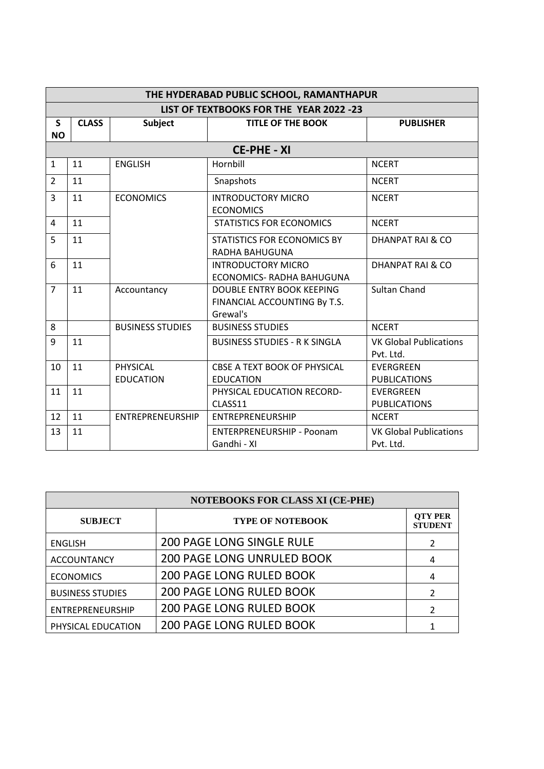| THE HYDERABAD PUBLIC SCHOOL, RAMANTHAPUR | | | | |
|---|---|---|---|---|
| LIST OF TEXTBOOKS FOR THE YEAR 2022 -23 | | | | |
| **S NO** | **CLASS** | **Subject** | **TITLE OF THE BOOK** | **PUBLISHER** |
| **CE-PHE - XI** | | | | |
| 1 | 11 | ENGLISH | Hornbill | NCERT |
| 2 | 11 | | Snapshots | NCERT |
| 3 | 11 | ECONOMICS | INTRODUCTORY MICRO ECONOMICS | NCERT |
| 4 | 11 | | STATISTICS FOR ECONOMICS | NCERT |
| 5 | 11 | | STATISTICS FOR ECONOMICS BY RADHA BAHUGUNA | DHANPAT RAI & CO |
| 6 | 11 | | INTRODUCTORY MICRO ECONOMICS- RADHA BAHUGUNA | DHANPAT RAI & CO |
| 7 | 11 | Accountancy | DOUBLE ENTRY BOOK KEEPING FINANCIAL ACCOUNTING By T.S. Grewal's | Sultan Chand |
| 8 | | BUSINESS STUDIES | BUSINESS STUDIES | NCERT |
| 9 | 11 | | BUSINESS STUDIES - R K SINGLA | VK Global Publications Pvt. Ltd. |
| 10 | 11 | PHYSICAL EDUCATION | CBSE A TEXT BOOK OF PHYSICAL EDUCATION | EVERGREEN PUBLICATIONS |
| 11 | 11 | | PHYSICAL EDUCATION RECORD-CLASS11 | EVERGREEN PUBLICATIONS |
| 12 | 11 | ENTREPRENEURSHIP | ENTREPRENEURSHIP | NCERT |
| 13 | 11 | | ENTERPRENEURSHIP - Poonam Gandhi - XI | VK Global Publications Pvt. Ltd. |

| NOTEBOOKS FOR CLASS XI (CE-PHE) | | |
|---|---|---|
| **SUBJECT** | **TYPE OF NOTEBOOK** | **QTY PER STUDENT** |
| ENGLISH | 200 PAGE LONG SINGLE RULE | 2 |
| ACCOUNTANCY | 200 PAGE LONG UNRULED BOOK | 4 |
| ECONOMICS | 200 PAGE LONG RULED BOOK | 4 |
| BUSINESS STUDIES | 200 PAGE LONG RULED BOOK | 2 |
| ENTREPRENEURSHIP | 200 PAGE LONG RULED BOOK | 2 |
| PHYSICAL EDUCATION | 200 PAGE LONG RULED BOOK | 1 |